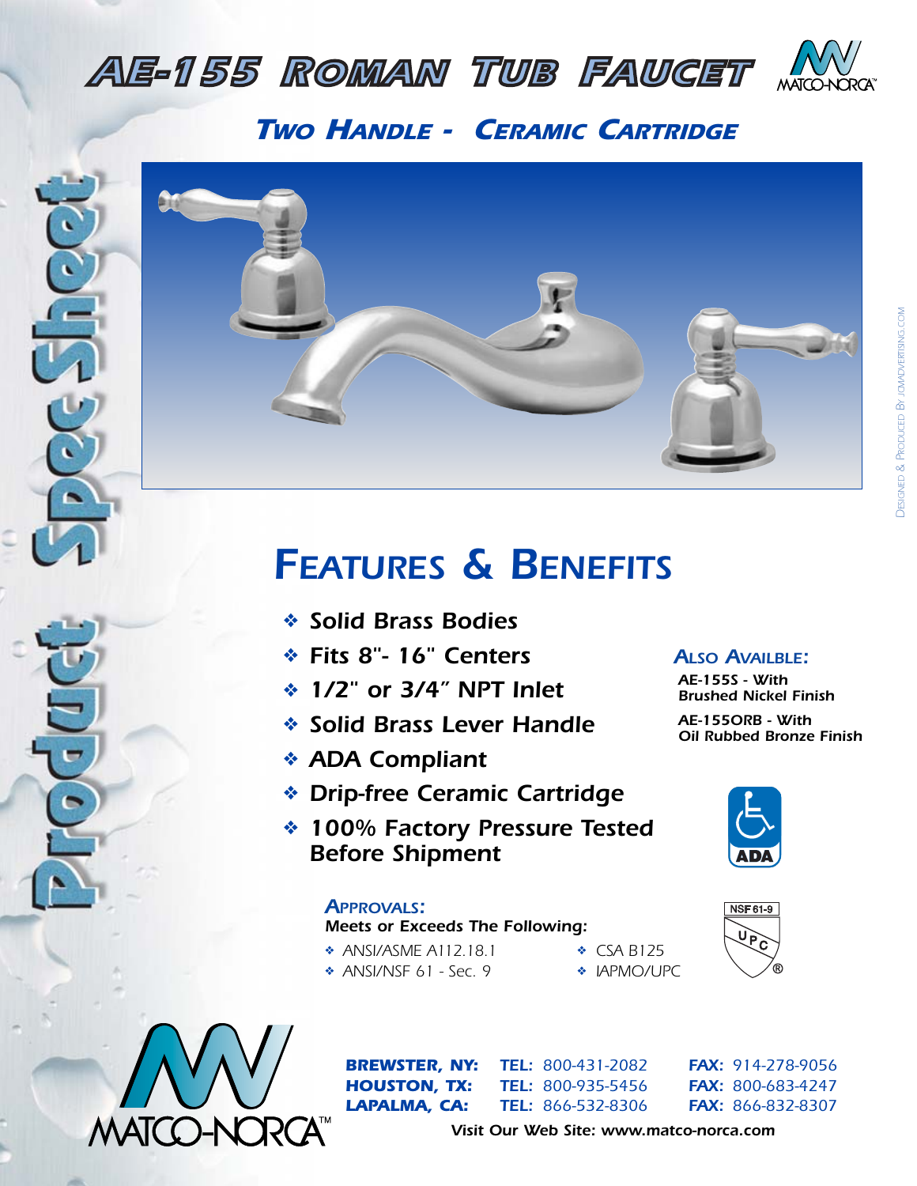# AE-155 Roman Tub Faucet

MATCO-NORCA™

## Two Handle - Ceramic Cartridge

Product Spec Sheet

## Features & Benefits

- *Solid Brass Bodies*
- *Fits 8"- 16" Centers*
- *1/2" or 3/4" NPT Inlet*
- *Solid Brass Lever Handle*
- *ADA Compliant*
- *Drip-free Ceramic Cartridge*
- *100% Factory Pressure Tested Before Shipment*

### Also Availble:

**AE-155S - With Brushed Nickel Finish**

**AE-155ORB - With Oil Rubbed Bronze Finish**

ADA

### Approvals:

*Meets or Exceeds The Following:*

- ANSI/ASME A112.18.1
- ANSI/NSF 61 - Sec. 9
- CSA B125
- IAPMO/UPC

NSF 61-9

UPC ®

MATCO-NORCA™

| | | |
|---|---|---|
| **BREWSTER, NY:** | **TEL:** 800-431-2082 | **FAX:** 914-278-9056 |
| **HOUSTON, TX:** | **TEL:** 800-935-5456 | **FAX:** 800-683-4247 |
| **LAPALMA, CA:** | **TEL:** 866-532-8306 | **FAX:** 866-832-8307 |

*Visit Our Web Site: www.matco-norca.com*

Designed & Produced By jcmadvertising.com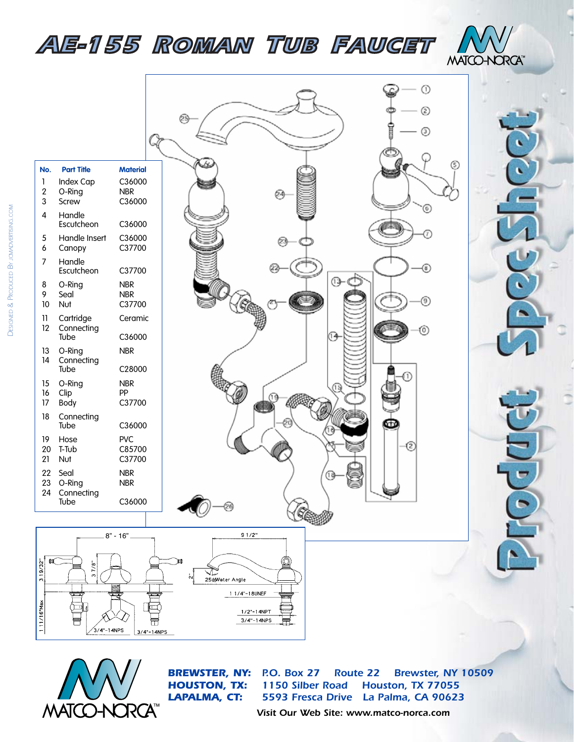# AE-155 Roman Tub Faucet

MATCO-NORCA™

| No. | Part Title | Material |
| --- | --- | --- |
| 1 | Index Cap | C36000 |
| 2 | O-Ring | NBR |
| 3 | Screw | C36000 |
| 4 | Handle Escutcheon | C36000 |
| 5 | Handle Insert | C36000 |
| 6 | Canopy | C37700 |
| 7 | Handle Escutcheon | C37700 |
| 8 | O-Ring | NBR |
| 9 | Seal | NBR |
| 10 | Nut | C37700 |
| 11 | Cartridge | Ceramic |
| 12 | Connecting Tube | C36000 |
| 13 | O-Ring | NBR |
| 14 | Connecting Tube | C28000 |
| 15 | O-Ring | NBR |
| 16 | Clip | PP |
| 17 | Body | C37700 |
| 18 | Connecting Tube | C36000 |
| 19 | Hose | PVC |
| 20 | T-Tub | C85700 |
| 21 | Nut | C37700 |
| 22 | Seal | NBR |
| 23 | O-Ring | NBR |
| 24 | Connecting Tube | C36000 |

8" - 16"
3 19/32"
3 7/8"
1 11/16"Max
3/4"-14NPS
3/4"-14NPS
9 1/2"
2"
25° Water Angle
1 1/4"-18UNEF
1/2"-14NPT
3/4"-14NPS

Product Spec Sheet

Designed & Produced By JCMADVERTISING.COM

MATCO-NORCA™

**BREWSTER, NY:** P.O. Box 27 Route 22 Brewster, NY 10509
**HOUSTON, TX:** 1150 Silber Road Houston, TX 77055
**LAPALMA, CT:** 5593 Fresca Drive La Palma, CA 90623

Visit Our Web Site: www.matco-norca.com